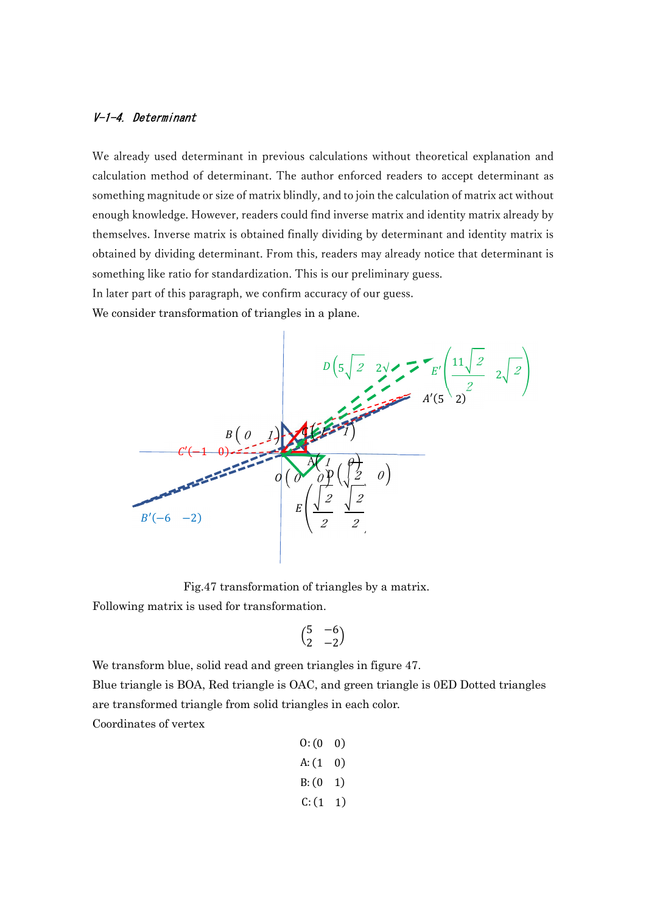### *V-1-4. Determinant*

We already used determinant in previous calculations without theoretical explanation and calculation method of determinant. The author enforced readers to accept determinant as something magnitude or size of matrix blindly, and to join the calculation of matrix act without enough knowledge. However, readers could find inverse matrix and identity matrix already by themselves. Inverse matrix is obtained finally dividing by determinant and identity matrix is obtained by dividing determinant. From this, readers may already notice that determinant is something like ratio for standardization. This is our preliminary guess.

In later part of this paragraph, we confirm accuracy of our guess.

We consider transformation of triangles in a plane.

Fig.47 transformation of triangles by a matrix.

Following matrix is used for transformation.

$$\begin{pmatrix} 5 & -6 \\ 2 & -2 \end{pmatrix}$$

We transform blue, solid read and green triangles in figure 47.

Blue triangle is BOA, Red triangle is OAC, and green triangle is 0ED Dotted triangles are transformed triangle from solid triangles in each color.

Coordinates of vertex

$$\text{O}: (0 \quad 0)$$

$$\text{A}: (1 \quad 0)$$

$$\text{B}: (0 \quad 1)$$

$$\text{C}: (1 \quad 1)$$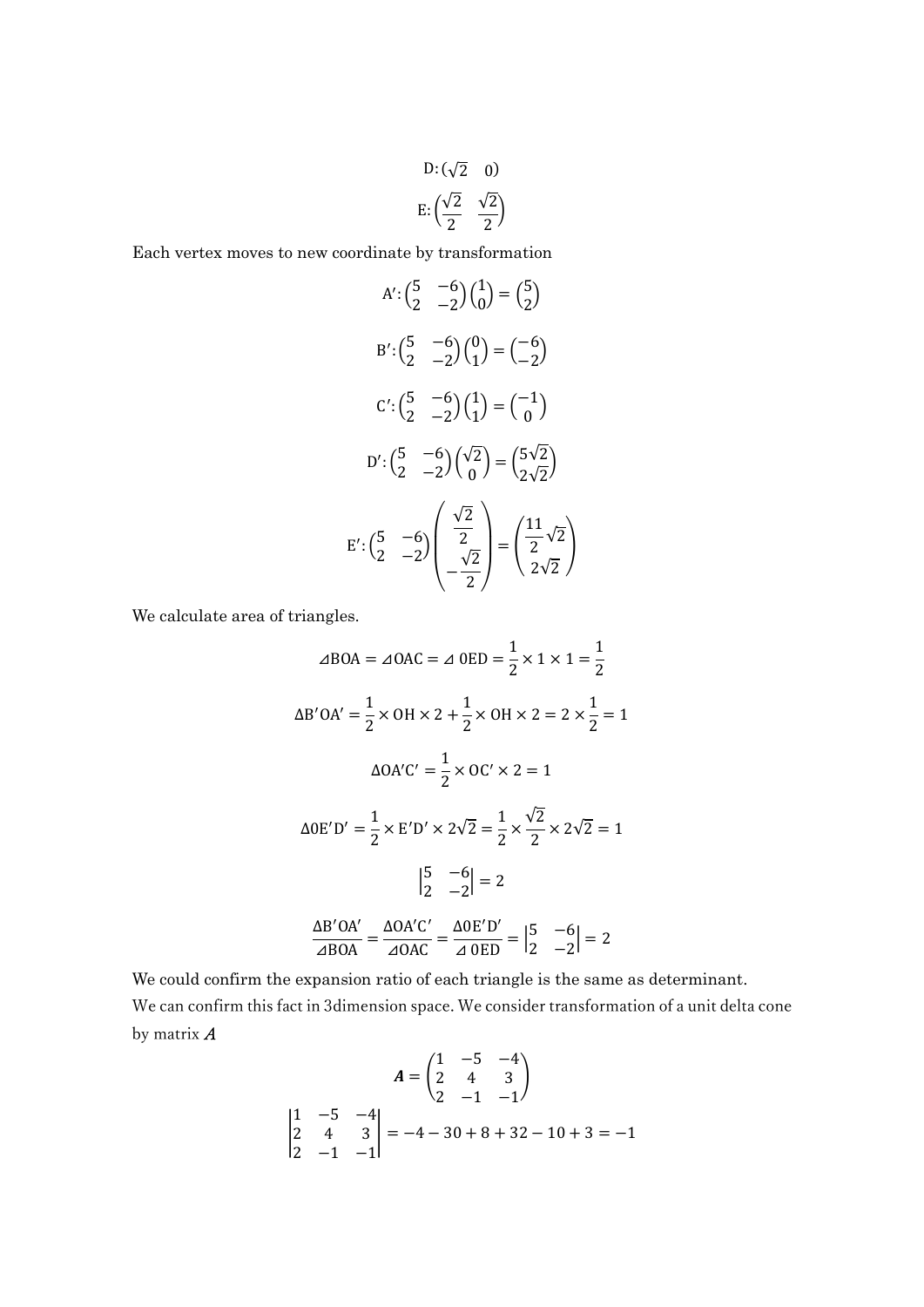$$\mathrm{D}: (\sqrt{2} \quad 0)$$

$$\mathrm{E}: \left(\frac{\sqrt{2}}{2} \quad \frac{\sqrt{2}}{2}\right)$$

Each vertex moves to new coordinate by transformation

$$\mathrm{A}': \begin{pmatrix} 5 & -6 \\ 2 & -2 \end{pmatrix} \begin{pmatrix} 1 \\ 0 \end{pmatrix} = \begin{pmatrix} 5 \\ 2 \end{pmatrix}$$

$$\mathrm{B}': \begin{pmatrix} 5 & -6 \\ 2 & -2 \end{pmatrix} \begin{pmatrix} 0 \\ 1 \end{pmatrix} = \begin{pmatrix} -6 \\ -2 \end{pmatrix}$$

$$\mathrm{C}': \begin{pmatrix} 5 & -6 \\ 2 & -2 \end{pmatrix} \begin{pmatrix} 1 \\ 1 \end{pmatrix} = \begin{pmatrix} -1 \\ 0 \end{pmatrix}$$

$$\mathrm{D}': \begin{pmatrix} 5 & -6 \\ 2 & -2 \end{pmatrix} \begin{pmatrix} \sqrt{2} \\ 0 \end{pmatrix} = \begin{pmatrix} 5\sqrt{2} \\ 2\sqrt{2} \end{pmatrix}$$

$$\mathrm{E}': \begin{pmatrix} 5 & -6 \\ 2 & -2 \end{pmatrix} \begin{pmatrix} \dfrac{\sqrt{2}}{2} \\ -\dfrac{\sqrt{2}}{2} \end{pmatrix} = \begin{pmatrix} \dfrac{11}{2}\sqrt{2} \\ 2\sqrt{2} \end{pmatrix}$$

We calculate area of triangles.

$$\varDelta \mathrm{BOA} = \varDelta \mathrm{OAC} = \varDelta\ 0\mathrm{ED} = \frac{1}{2} \times 1 \times 1 = \frac{1}{2}$$

$$\Delta \mathrm{B'OA'} = \frac{1}{2} \times \mathrm{OH} \times 2 + \frac{1}{2} \times \mathrm{OH} \times 2 = 2 \times \frac{1}{2} = 1$$

$$\Delta \mathrm{OA'C'} = \frac{1}{2} \times \mathrm{OC'} \times 2 = 1$$

$$\Delta 0\mathrm{E'D'} = \frac{1}{2} \times \mathrm{E'D'} \times 2\sqrt{2} = \frac{1}{2} \times \frac{\sqrt{2}}{2} \times 2\sqrt{2} = 1$$

$$\begin{vmatrix} 5 & -6 \\ 2 & -2 \end{vmatrix} = 2$$

$$\frac{\Delta \mathrm{B'OA'}}{\varDelta \mathrm{BOA}} = \frac{\Delta \mathrm{OA'C'}}{\varDelta \mathrm{OAC}} = \frac{\Delta 0\mathrm{E'D'}}{\varDelta\ 0\mathrm{ED}} = \begin{vmatrix} 5 & -6 \\ 2 & -2 \end{vmatrix} = 2$$

We could confirm the expansion ratio of each triangle is the same as determinant.

We can confirm this fact in 3dimension space. We consider transformation of a unit delta cone by matrix $\boldsymbol{A}$

$$\boldsymbol{A} = \begin{pmatrix} 1 & -5 & -4 \\ 2 & 4 & 3 \\ 2 & -1 & -1 \end{pmatrix}$$

$$\begin{vmatrix} 1 & -5 & -4 \\ 2 & 4 & 3 \\ 2 & -1 & -1 \end{vmatrix} = -4 - 30 + 8 + 32 - 10 + 3 = -1$$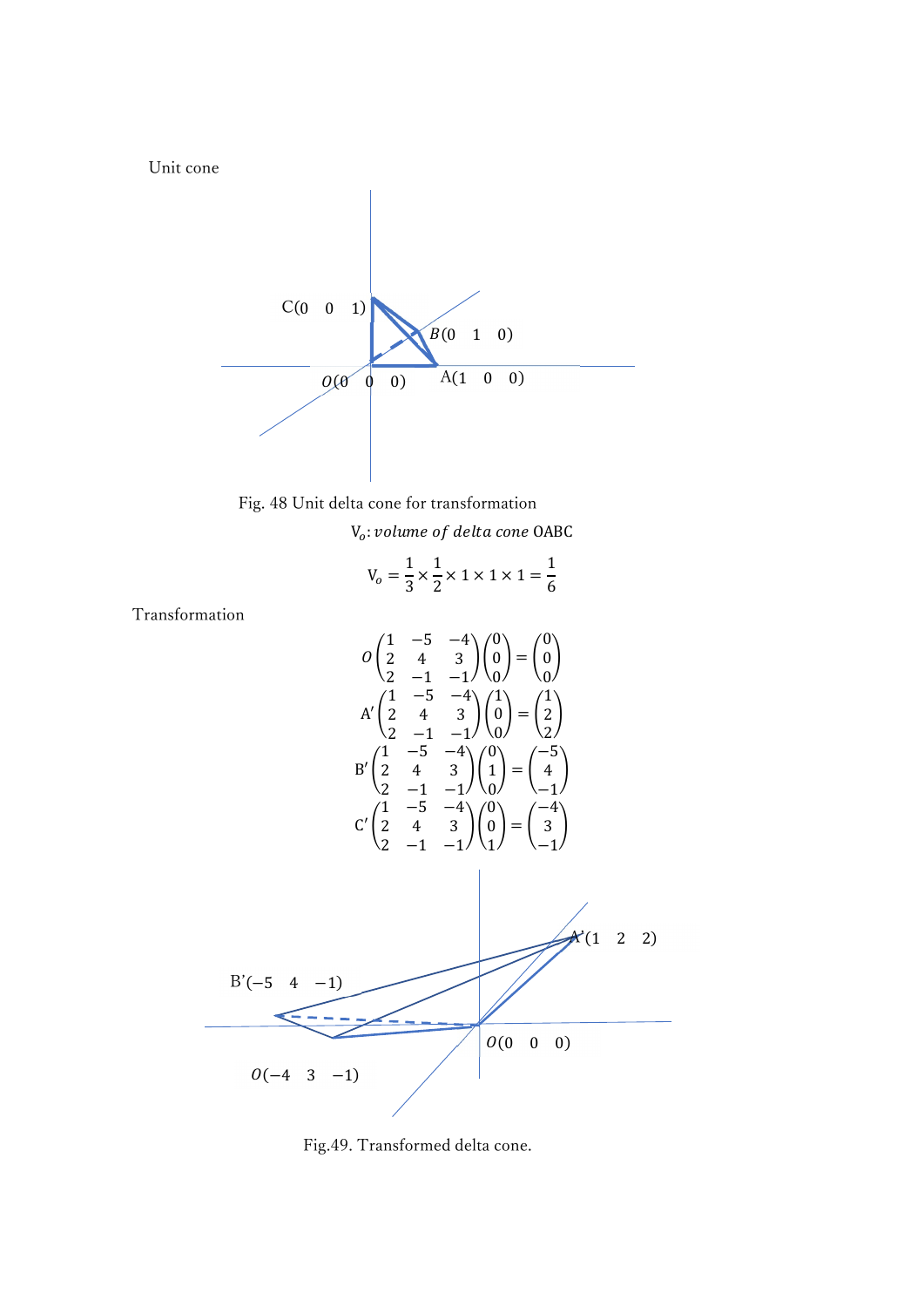Unit cone

C(0 0 1)

B(0 1 0)

O(0 0 0)

A(1 0 0)

Fig. 48 Unit delta cone for transformation

$V_o$: *volume of delta cone* OABC

$$V_o = \frac{1}{3} \times \frac{1}{2} \times 1 \times 1 \times 1 = \frac{1}{6}$$

Transformation

$$O \begin{pmatrix} 1 & -5 & -4 \\ 2 & 4 & 3 \\ 2 & -1 & -1 \end{pmatrix} \begin{pmatrix} 0 \\ 0 \\ 0 \end{pmatrix} = \begin{pmatrix} 0 \\ 0 \\ 0 \end{pmatrix}$$

$$A' \begin{pmatrix} 1 & -5 & -4 \\ 2 & 4 & 3 \\ 2 & -1 & -1 \end{pmatrix} \begin{pmatrix} 1 \\ 0 \\ 0 \end{pmatrix} = \begin{pmatrix} 1 \\ 2 \\ 2 \end{pmatrix}$$

$$B' \begin{pmatrix} 1 & -5 & -4 \\ 2 & 4 & 3 \\ 2 & -1 & -1 \end{pmatrix} \begin{pmatrix} 0 \\ 1 \\ 0 \end{pmatrix} = \begin{pmatrix} -5 \\ 4 \\ -1 \end{pmatrix}$$

$$C' \begin{pmatrix} 1 & -5 & -4 \\ 2 & 4 & 3 \\ 2 & -1 & -1 \end{pmatrix} \begin{pmatrix} 0 \\ 0 \\ 1 \end{pmatrix} = \begin{pmatrix} -4 \\ 3 \\ -1 \end{pmatrix}$$

A'(1 2 2)

B'(−5 4 −1)

O(0 0 0)

O(−4 3 −1)

Fig.49. Transformed delta cone.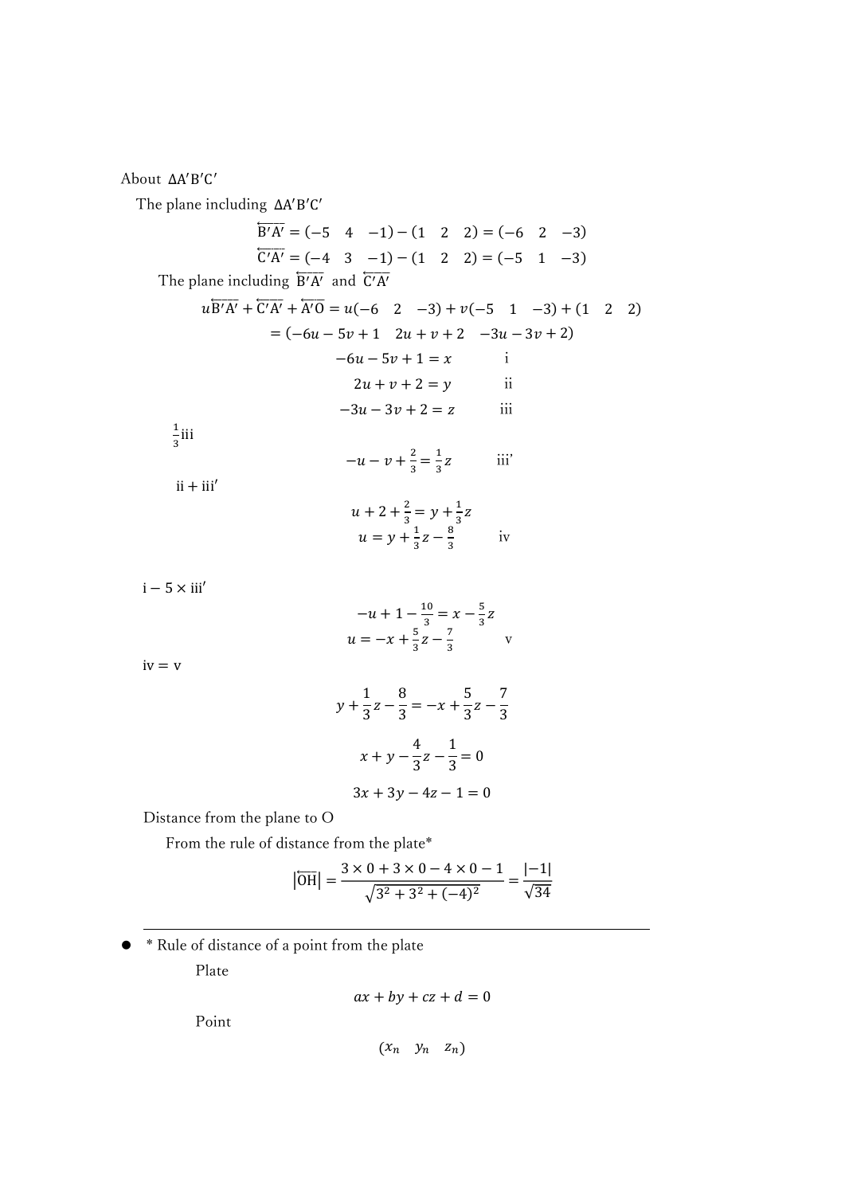About $\Delta A'B'C'$

The plane including $\Delta A'B'C'$

$$\overleftarrow{B'A'} = (-5 \quad 4 \quad -1) - (1 \quad 2 \quad 2) = (-6 \quad 2 \quad -3)$$

$$\overleftarrow{C'A'} = (-4 \quad 3 \quad -1) - (1 \quad 2 \quad 2) = (-5 \quad 1 \quad -3)$$

The plane including $\overleftarrow{B'A'}$ and $\overleftarrow{C'A'}$

$$u\overleftarrow{B'A'} + \overleftarrow{C'A'} + \overleftarrow{A'O} = u(-6 \quad 2 \quad -3) + v(-5 \quad 1 \quad -3) + (1 \quad 2 \quad 2)$$

$$= (-6u - 5v + 1 \quad 2u + v + 2 \quad -3u - 3v + 2)$$

$$-6u - 5v + 1 = x \qquad \text{i}$$

$$2u + v + 2 = y \qquad \text{ii}$$

$$-3u - 3v + 2 = z \qquad \text{iii}$$

$\frac{1}{3}$iii

$$-u - v + \frac{2}{3} = \frac{1}{3}z \qquad \text{iii'}$$

ii + iii'

$$u + 2 + \frac{2}{3} = y + \frac{1}{3}z$$

$$u = y + \frac{1}{3}z - \frac{8}{3} \qquad \text{iv}$$

i − 5 × iii'

$$-u + 1 - \frac{10}{3} = x - \frac{5}{3}z$$

$$u = -x + \frac{5}{3}z - \frac{7}{3} \qquad \text{v}$$

iv = v

$$y + \frac{1}{3}z - \frac{8}{3} = -x + \frac{5}{3}z - \frac{7}{3}$$

$$x + y - \frac{4}{3}z - \frac{1}{3} = 0$$

$$3x + 3y - 4z - 1 = 0$$

Distance from the plane to O

From the rule of distance from the plate*

$$\left|\overleftarrow{OH}\right| = \frac{3 \times 0 + 3 \times 0 - 4 \times 0 - 1}{\sqrt{3^2 + 3^2 + (-4)^2}} = \frac{|-1|}{\sqrt{34}}$$

---

- * Rule of distance of a point from the plate

  Plate

$$ax + by + cz + d = 0$$

  Point

$$(x_n \quad y_n \quad z_n)$$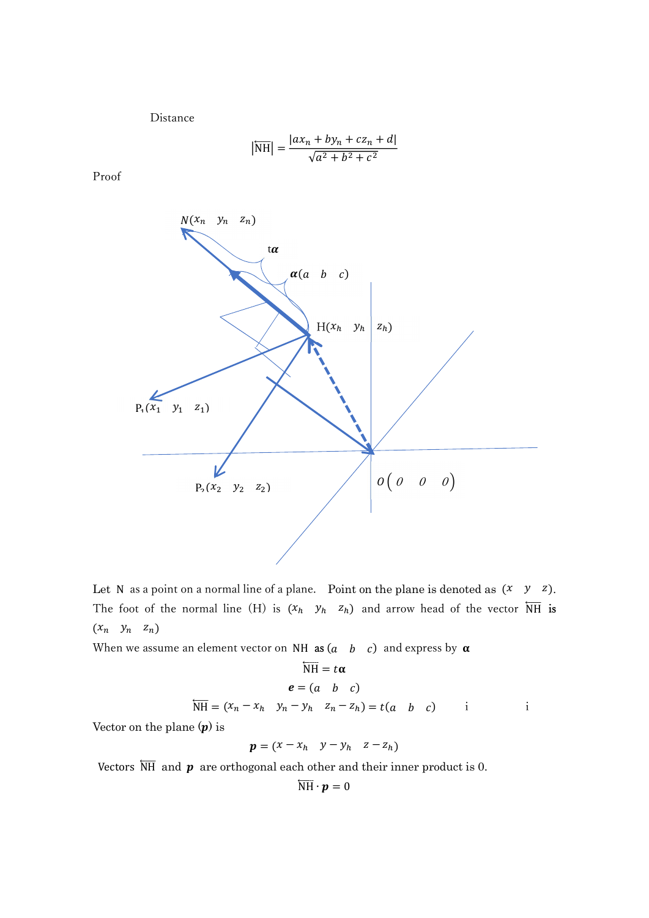Distance

$$|\overleftarrow{\mathrm{NH}}| = \frac{|ax_n + by_n + cz_n + d|}{\sqrt{a^2 + b^2 + c^2}}$$

Proof

Let N as a point on a normal line of a plane. Point on the plane is denoted as $(x \quad y \quad z)$. The foot of the normal line (H) is $(x_h \quad y_h \quad z_h)$ and arrow head of the vector $\overleftarrow{\mathrm{NH}}$ is $(x_n \quad y_n \quad z_n)$

When we assume an element vector on NH as $(a \quad b \quad c)$ and express by $\boldsymbol{\alpha}$

$$\overleftarrow{\mathrm{NH}} = t\boldsymbol{\alpha}$$

$$\boldsymbol{e} = (a \quad b \quad c)$$

$$\overleftarrow{\mathrm{NH}} = (x_n - x_h \quad y_n - y_h \quad z_n - z_h) = t(a \quad b \quad c) \qquad \text{i} \qquad \text{i}$$

Vector on the plane ($\boldsymbol{p}$) is

$$\boldsymbol{p} = (x - x_h \quad y - y_h \quad z - z_h)$$

Vectors $\overleftarrow{\mathrm{NH}}$ and $\boldsymbol{p}$ are orthogonal each other and their inner product is 0.

$$\overleftarrow{\mathrm{NH}} \cdot \boldsymbol{p} = 0$$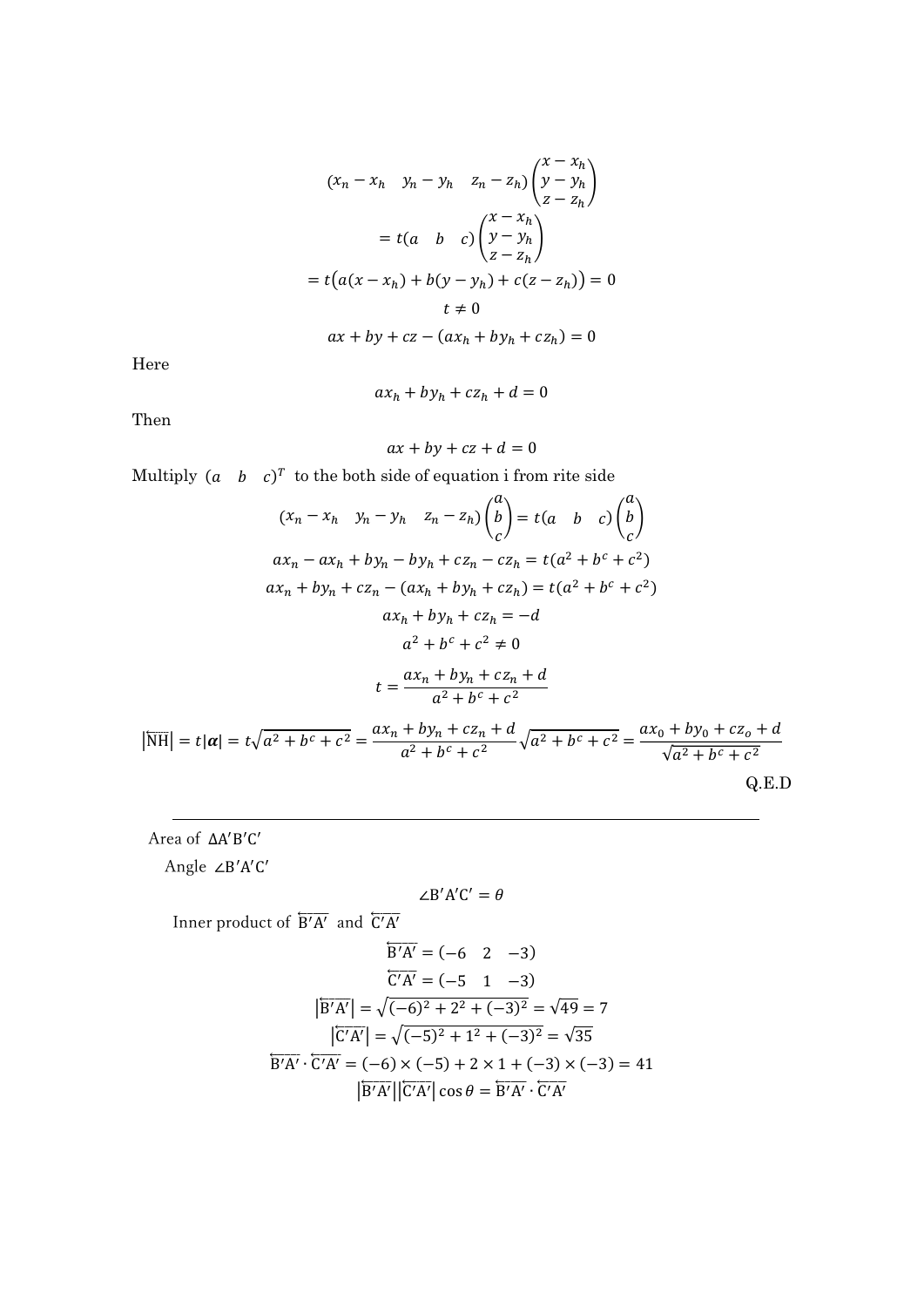$$(x_n - x_h \quad y_n - y_h \quad z_n - z_h)\begin{pmatrix} x - x_h \\ y - y_h \\ z - z_h \end{pmatrix}$$

$$= t(a \quad b \quad c)\begin{pmatrix} x - x_h \\ y - y_h \\ z - z_h \end{pmatrix}$$

$$= t\big(a(x - x_h) + b(y - y_h) + c(z - z_h)\big) = 0$$

$$t \neq 0$$

$$ax + by + cz - (ax_h + by_h + cz_h) = 0$$

Here

$$ax_h + by_h + cz_h + d = 0$$

Then

$$ax + by + cz + d = 0$$

Multiply $(a \quad b \quad c)^T$ to the both side of equation i from rite side

$$(x_n - x_h \quad y_n - y_h \quad z_n - z_h)\begin{pmatrix} a \\ b \\ c \end{pmatrix} = t(a \quad b \quad c)\begin{pmatrix} a \\ b \\ c \end{pmatrix}$$

$$ax_n - ax_h + by_n - by_h + cz_n - cz_h = t(a^2 + b^c + c^2)$$

$$ax_n + by_n + cz_n - (ax_h + by_h + cz_h) = t(a^2 + b^c + c^2)$$

$$ax_h + by_h + cz_h = -d$$

$$a^2 + b^c + c^2 \neq 0$$

$$t = \frac{ax_n + by_n + cz_n + d}{a^2 + b^c + c^2}$$

$$\left|\overline{\mathrm{NH}}\right| = t|\boldsymbol{\alpha}| = t\sqrt{a^2 + b^c + c^2} = \frac{ax_n + by_n + cz_n + d}{a^2 + b^c + c^2}\sqrt{a^2 + b^c + c^2} = \frac{ax_0 + by_0 + cz_o + d}{\sqrt{a^2 + b^c + c^2}}$$

Q.E.D

---

Area of $\Delta \mathrm{A'B'C'}$

Angle $\angle \mathrm{B'A'C'}$

$$\angle \mathrm{B'A'C'} = \theta$$

Inner product of $\overleftarrow{\mathrm{B'A'}}$ and $\overleftarrow{\mathrm{C'A'}}$

$$\overleftarrow{\mathrm{B'A'}} = (-6 \quad 2 \quad -3)$$

$$\overleftarrow{\mathrm{C'A'}} = (-5 \quad 1 \quad -3)$$

$$\left|\overleftarrow{\mathrm{B'A'}}\right| = \sqrt{(-6)^2 + 2^2 + (-3)^2} = \sqrt{49} = 7$$

$$\left|\overleftarrow{\mathrm{C'A'}}\right| = \sqrt{(-5)^2 + 1^2 + (-3)^2} = \sqrt{35}$$

$$\overleftarrow{\mathrm{B'A'}} \cdot \overleftarrow{\mathrm{C'A'}} = (-6) \times (-5) + 2 \times 1 + (-3) \times (-3) = 41$$

$$\left|\overleftarrow{\mathrm{B'A'}}\right|\left|\overleftarrow{\mathrm{C'A'}}\right| \cos\theta = \overleftarrow{\mathrm{B'A'}} \cdot \overleftarrow{\mathrm{C'A'}}$$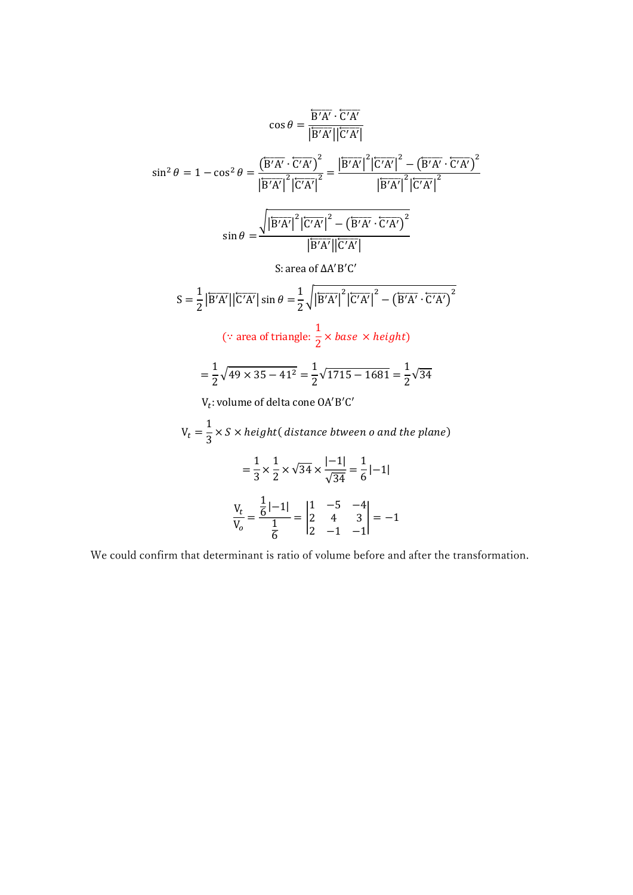$$\cos\theta = \frac{\overleftarrow{\mathrm{B'A'}} \cdot \overleftarrow{\mathrm{C'A'}}}{\left|\overleftarrow{\mathrm{B'A'}}\right|\left|\overleftarrow{\mathrm{C'A'}}\right|}$$

$$\sin^2\theta = 1 - \cos^2\theta = \frac{\left(\overleftarrow{\mathrm{B'A'}} \cdot \overleftarrow{\mathrm{C'A'}}\right)^2}{\left|\overleftarrow{\mathrm{B'A'}}\right|^2\left|\overleftarrow{\mathrm{C'A'}}\right|^2} = \frac{\left|\overleftarrow{\mathrm{B'A'}}\right|^2\left|\overleftarrow{\mathrm{C'A'}}\right|^2 - \left(\overleftarrow{\mathrm{B'A'}} \cdot \overleftarrow{\mathrm{C'A'}}\right)^2}{\left|\overleftarrow{\mathrm{B'A'}}\right|^2\left|\overleftarrow{\mathrm{C'A'}}\right|^2}$$

$$\sin\theta = \frac{\sqrt{\left|\overleftarrow{\mathrm{B'A'}}\right|^2\left|\overleftarrow{\mathrm{C'A'}}\right|^2 - \left(\overleftarrow{\mathrm{B'A'}} \cdot \overleftarrow{\mathrm{C'A'}}\right)^2}}{\left|\overleftarrow{\mathrm{B'A'}}\right|\left|\overleftarrow{\mathrm{C'A'}}\right|}$$

S: area of $\Delta\mathrm{A'B'C'}$

$$\mathrm{S} = \frac{1}{2}\left|\overleftarrow{\mathrm{B'A'}}\right|\left|\overleftarrow{\mathrm{C'A'}}\right|\sin\theta = \frac{1}{2}\sqrt{\left|\overleftarrow{\mathrm{B'A'}}\right|^2\left|\overleftarrow{\mathrm{C'A'}}\right|^2 - \left(\overleftarrow{\mathrm{B'A'}} \cdot \overleftarrow{\mathrm{C'A'}}\right)^2}$$

($\because$ area of triangle: $\frac{1}{2} \times base \times height$)

$$= \frac{1}{2}\sqrt{49 \times 35 - 41^2} = \frac{1}{2}\sqrt{1715 - 1681} = \frac{1}{2}\sqrt{34}$$

$\mathrm{V}_t$: volume of delta cone $\mathrm{OA'B'C'}$

$$\mathrm{V}_t = \frac{1}{3} \times S \times height(\, distance\ btween\ o\ and\ the\ plane)$$

$$= \frac{1}{3} \times \frac{1}{2} \times \sqrt{34} \times \frac{|-1|}{\sqrt{34}} = \frac{1}{6}|-1|$$

$$\frac{\mathrm{V}_t}{\mathrm{V}_o} = \frac{\frac{1}{6}|-1|}{\frac{1}{6}} = \begin{vmatrix} 1 & -5 & -4 \\ 2 & 4 & 3 \\ 2 & -1 & -1 \end{vmatrix} = -1$$

We could confirm that determinant is ratio of volume before and after the transformation.